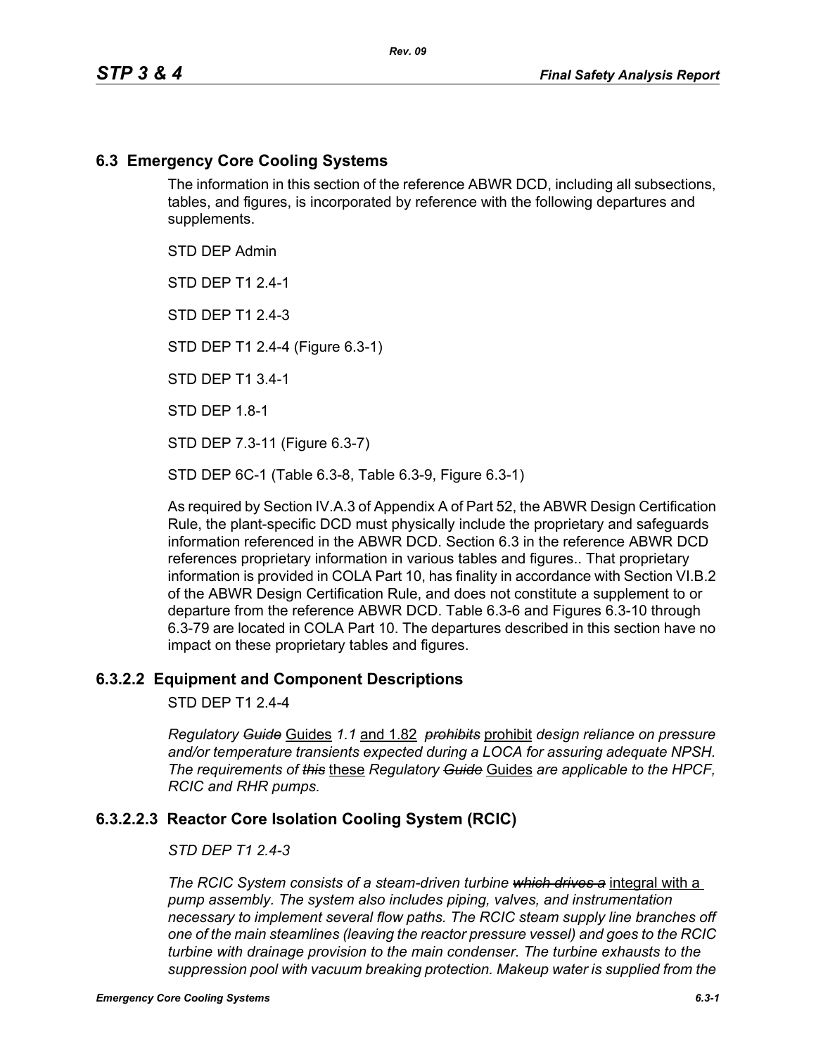## 6.3 Emergency Core Cooling Systems

The information in this section of the reference ABWR DCD, including all subsections, tables, and figures, is incorporated by reference with the following departures and supplements.

STD DEP Admin

STD DEP T1 2.4-1

STD DEP T1 2.4-3

STD DEP T1 2.4-4 (Figure 6.3-1)

STD DEP T1 3.4-1

STD DEP 1.8-1

STD DEP 7.3-11 (Figure 6.3-7)

STD DEP 6C-1 (Table 6.3-8, Table 6.3-9, Figure 6.3-1)

As required by Section IV.A.3 of Appendix A of Part 52, the ABWR Design Certification Rule, the plant-specific DCD must physically include the proprietary and safeguards information referenced in the ABWR DCD. Section 6.3 in the reference ABWR DCD references proprietary information in various tables and figures.. That proprietary information is provided in COLA Part 10, has finality in accordance with Section VI.B.2 of the ABWR Design Certification Rule, and does not constitute a supplement to or departure from the reference ABWR DCD. Table 6.3-6 and Figures 6.3-10 through 6.3-79 are located in COLA Part 10. The departures described in this section have no impact on these proprietary tables and figures.

### 6.3.2.2 Equipment and Component Descriptions

STD DEP T1 2.4-4

*Regulatory ~~Guide~~* Guides *1.1* and 1.82 *~~prohibits~~* prohibit *design reliance on pressure and/or temperature transients expected during a LOCA for assuring adequate NPSH. The requirements of ~~this~~* these *Regulatory ~~Guide~~* Guides *are applicable to the HPCF, RCIC and RHR pumps.*

### 6.3.2.2.3 Reactor Core Isolation Cooling System (RCIC)

*STD DEP T1 2.4-3*

*The RCIC System consists of a steam-driven turbine ~~which drives a~~* integral with a *pump assembly. The system also includes piping, valves, and instrumentation necessary to implement several flow paths. The RCIC steam supply line branches off one of the main steamlines (leaving the reactor pressure vessel) and goes to the RCIC turbine with drainage provision to the main condenser. The turbine exhausts to the suppression pool with vacuum breaking protection. Makeup water is supplied from the*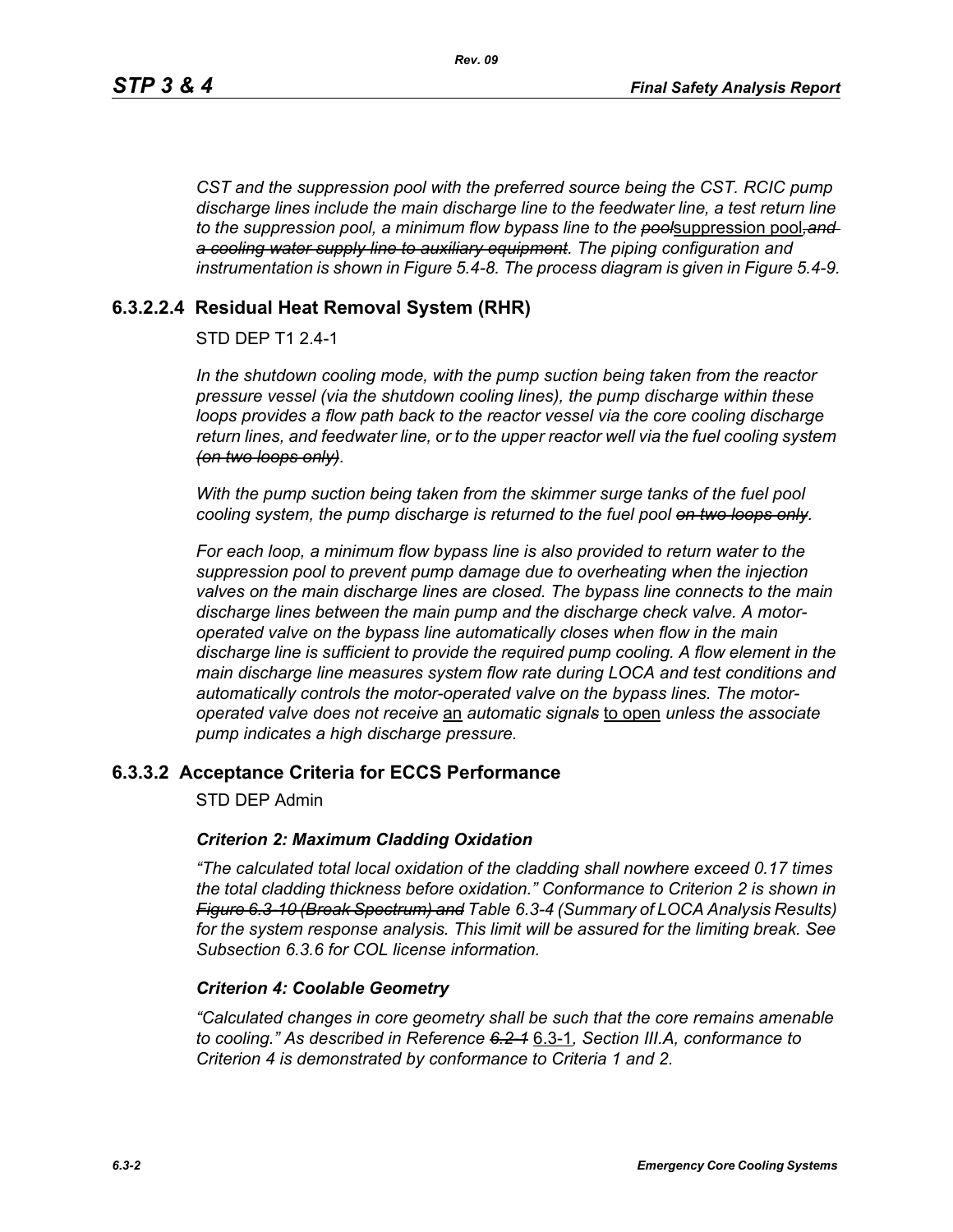*CST and the suppression pool with the preferred source being the CST. RCIC pump discharge lines include the main discharge line to the feedwater line, a test return line to the suppression pool, a minimum flow bypass line to the ~~pool~~suppression pool~~, and a cooling water supply line to auxiliary equipment~~. The piping configuration and instrumentation is shown in Figure 5.4-8. The process diagram is given in Figure 5.4-9.*

## 6.3.2.2.4 Residual Heat Removal System (RHR)

STD DEP T1 2.4-1

*In the shutdown cooling mode, with the pump suction being taken from the reactor pressure vessel (via the shutdown cooling lines), the pump discharge within these loops provides a flow path back to the reactor vessel via the core cooling discharge return lines, and feedwater line, or to the upper reactor well via the fuel cooling system ~~(on two loops only)~~.*

*With the pump suction being taken from the skimmer surge tanks of the fuel pool cooling system, the pump discharge is returned to the fuel pool ~~on two loops only~~.*

*For each loop, a minimum flow bypass line is also provided to return water to the suppression pool to prevent pump damage due to overheating when the injection valves on the main discharge lines are closed. The bypass line connects to the main discharge lines between the main pump and the discharge check valve. A motor-operated valve on the bypass line automatically closes when flow in the main discharge line is sufficient to provide the required pump cooling. A flow element in the main discharge line measures system flow rate during LOCA and test conditions and automatically controls the motor-operated valve on the bypass lines. The motor-operated valve does not receive* an *automatic signal~~s~~* to open *unless the associate pump indicates a high discharge pressure.*

## 6.3.3.2 Acceptance Criteria for ECCS Performance

STD DEP Admin

***Criterion 2: Maximum Cladding Oxidation***

*"The calculated total local oxidation of the cladding shall nowhere exceed 0.17 times the total cladding thickness before oxidation." Conformance to Criterion 2 is shown in ~~Figure 6.3-10 (Break Spectrum) and~~ Table 6.3-4 (Summary of LOCA Analysis Results) for the system response analysis. This limit will be assured for the limiting break. See Subsection 6.3.6 for COL license information.*

***Criterion 4: Coolable Geometry***

*"Calculated changes in core geometry shall be such that the core remains amenable to cooling." As described in Reference ~~6.2-1~~* 6.3-1*, Section III.A, conformance to Criterion 4 is demonstrated by conformance to Criteria 1 and 2.*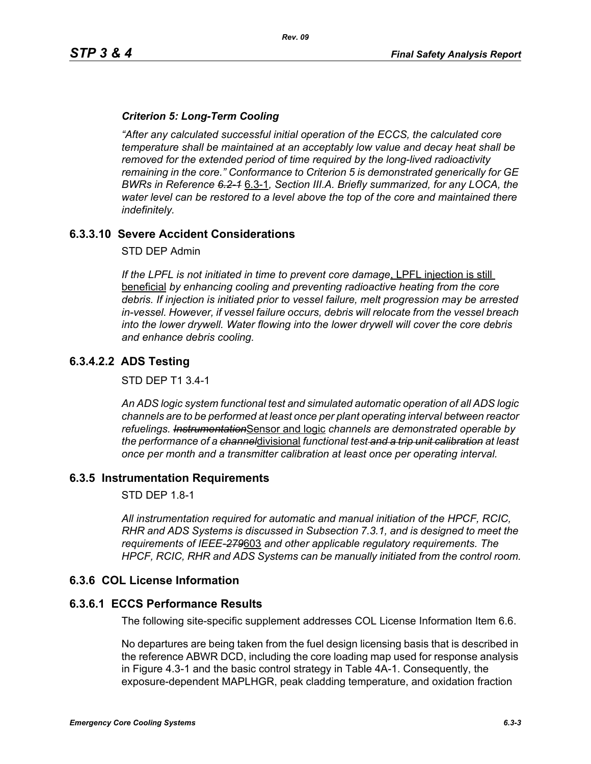*Criterion 5: Long-Term Cooling*

*"After any calculated successful initial operation of the ECCS, the calculated core temperature shall be maintained at an acceptably low value and decay heat shall be removed for the extended period of time required by the long-lived radioactivity remaining in the core." Conformance to Criterion 5 is demonstrated generically for GE BWRs in Reference ~~6.2-1~~* <u>6.3-1</u>*, Section III.A. Briefly summarized, for any LOCA, the water level can be restored to a level above the top of the core and maintained there indefinitely.*

## 6.3.3.10 Severe Accident Considerations

STD DEP Admin

*If the LPFL is not initiated in time to prevent core damage*<u>, LPFL injection is still beneficial</u> *by enhancing cooling and preventing radioactive heating from the core debris. If injection is initiated prior to vessel failure, melt progression may be arrested in-vessel. However, if vessel failure occurs, debris will relocate from the vessel breach into the lower drywell. Water flowing into the lower drywell will cover the core debris and enhance debris cooling.*

## 6.3.4.2.2 ADS Testing

STD DEP T1 3.4-1

*An ADS logic system functional test and simulated automatic operation of all ADS logic channels are to be performed at least once per plant operating interval between reactor refuelings. ~~Instrumentation~~*<u>Sensor and logic</u> *channels are demonstrated operable by the performance of a ~~channel~~*<u>divisional</u> *functional test ~~and a trip unit calibration~~ at least once per month and a transmitter calibration at least once per operating interval.*

## 6.3.5 Instrumentation Requirements

STD DEP 1.8-1

*All instrumentation required for automatic and manual initiation of the HPCF, RCIC, RHR and ADS Systems is discussed in Subsection 7.3.1, and is designed to meet the requirements of IEEE-~~279~~*<u>603</u> *and other applicable regulatory requirements. The HPCF, RCIC, RHR and ADS Systems can be manually initiated from the control room.*

## 6.3.6 COL License Information

## 6.3.6.1 ECCS Performance Results

The following site-specific supplement addresses COL License Information Item 6.6.

No departures are being taken from the fuel design licensing basis that is described in the reference ABWR DCD, including the core loading map used for response analysis in Figure 4.3-1 and the basic control strategy in Table 4A-1. Consequently, the exposure-dependent MAPLHGR, peak cladding temperature, and oxidation fraction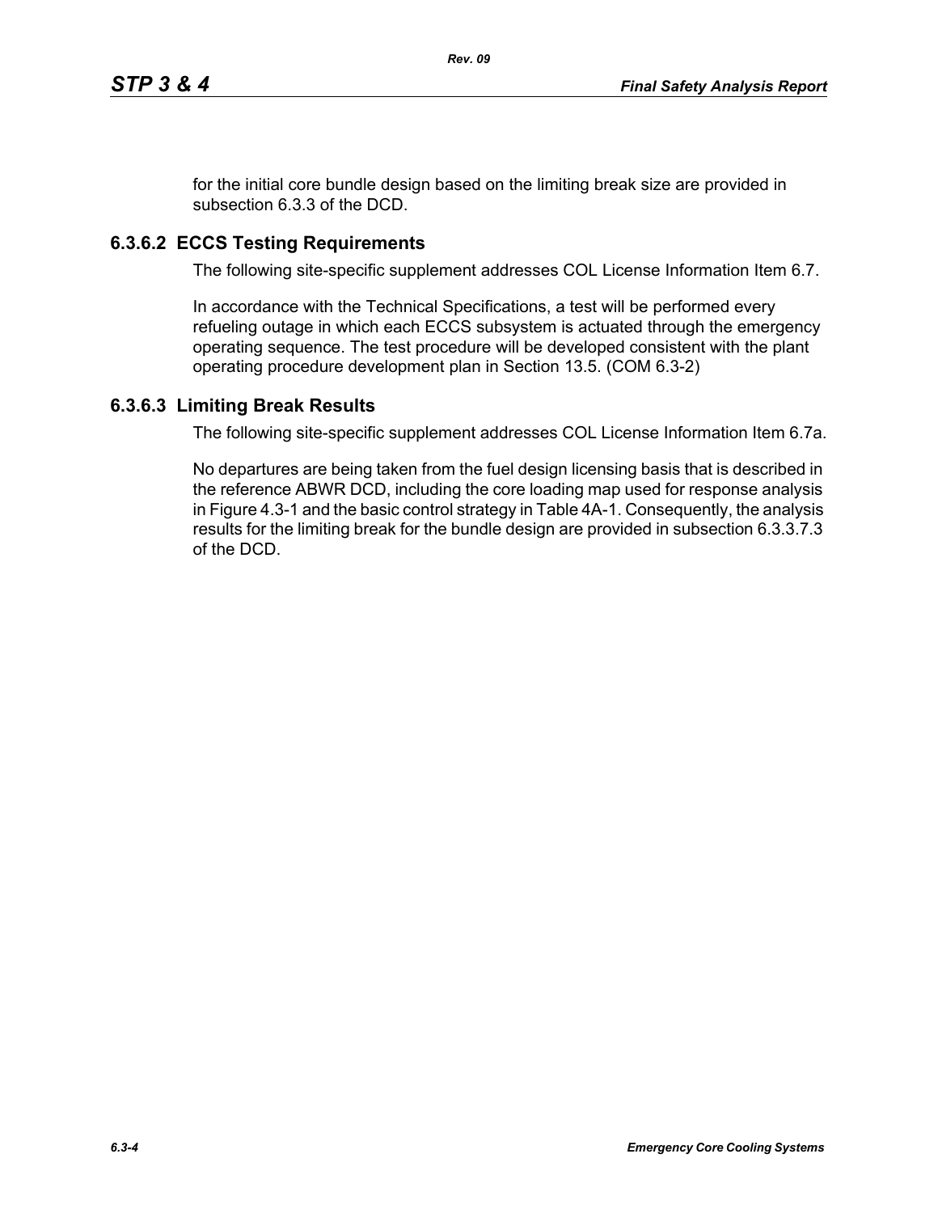for the initial core bundle design based on the limiting break size are provided in subsection 6.3.3 of the DCD.

### 6.3.6.2 ECCS Testing Requirements

The following site-specific supplement addresses COL License Information Item 6.7.

In accordance with the Technical Specifications, a test will be performed every refueling outage in which each ECCS subsystem is actuated through the emergency operating sequence. The test procedure will be developed consistent with the plant operating procedure development plan in Section 13.5. (COM 6.3-2)

### 6.3.6.3 Limiting Break Results

The following site-specific supplement addresses COL License Information Item 6.7a.

No departures are being taken from the fuel design licensing basis that is described in the reference ABWR DCD, including the core loading map used for response analysis in Figure 4.3-1 and the basic control strategy in Table 4A-1. Consequently, the analysis results for the limiting break for the bundle design are provided in subsection 6.3.3.7.3 of the DCD.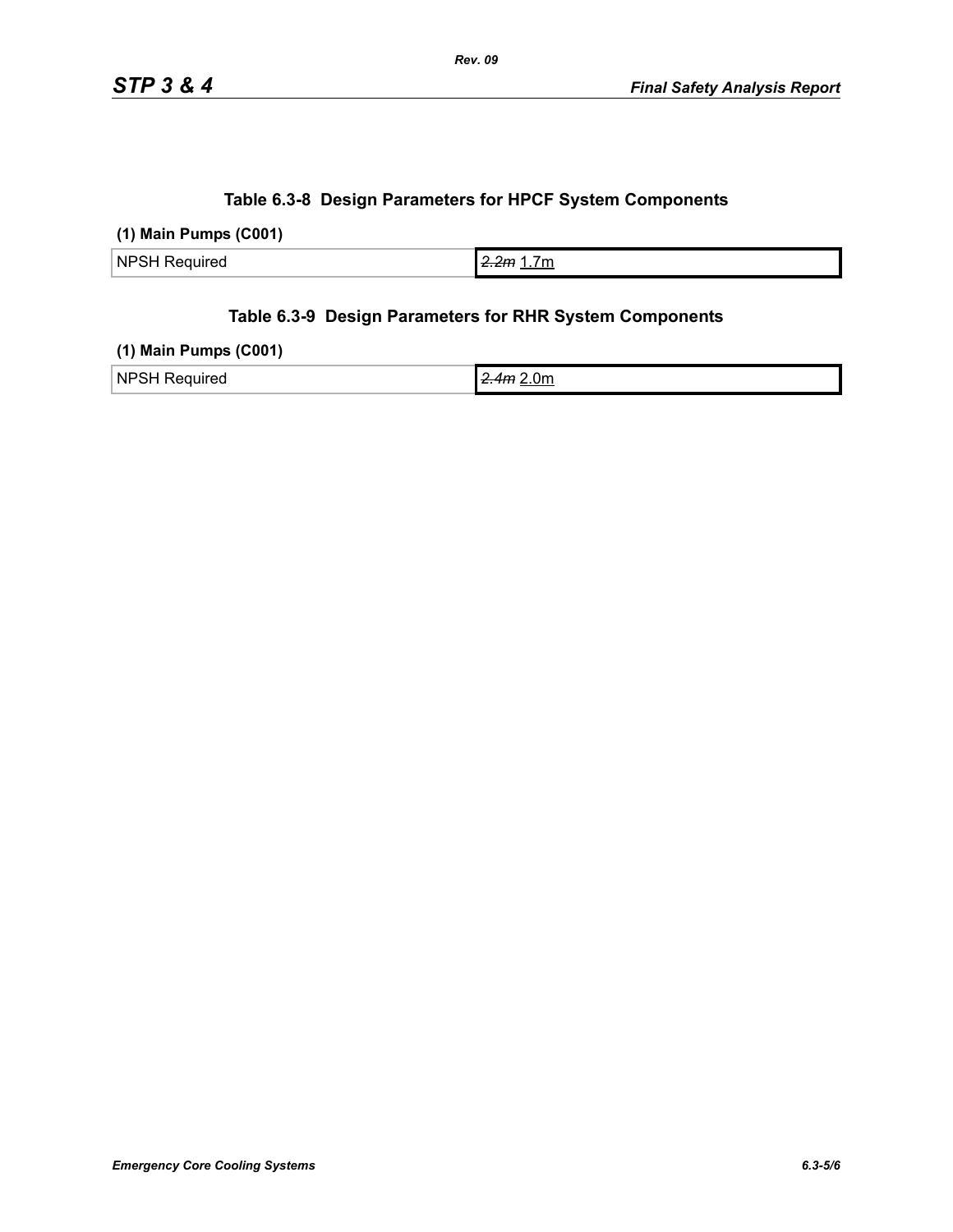## Table 6.3-8 Design Parameters for HPCF System Components

**(1) Main Pumps (C001)**

| | |
|---|---|
| NPSH Required | ~~*2.2m*~~ <u>1.7m</u> |

## Table 6.3-9 Design Parameters for RHR System Components

**(1) Main Pumps (C001)**

| | |
|---|---|
| NPSH Required | ~~*2.4m*~~ <u>2.0m</u> |